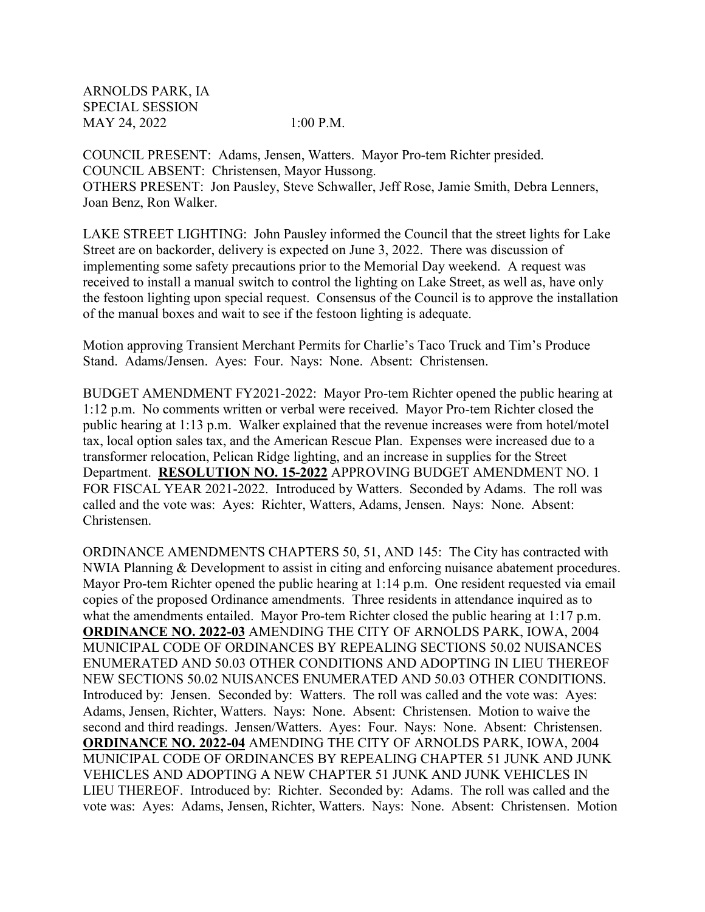ARNOLDS PARK, IA
SPECIAL SESSION
MAY 24, 2022 1:00 P.M.

COUNCIL PRESENT: Adams, Jensen, Watters. Mayor Pro-tem Richter presided.
COUNCIL ABSENT: Christensen, Mayor Hussong.
OTHERS PRESENT: Jon Pausley, Steve Schwaller, Jeff Rose, Jamie Smith, Debra Lenners, Joan Benz, Ron Walker.

LAKE STREET LIGHTING: John Pausley informed the Council that the street lights for Lake Street are on backorder, delivery is expected on June 3, 2022. There was discussion of implementing some safety precautions prior to the Memorial Day weekend. A request was received to install a manual switch to control the lighting on Lake Street, as well as, have only the festoon lighting upon special request. Consensus of the Council is to approve the installation of the manual boxes and wait to see if the festoon lighting is adequate.

Motion approving Transient Merchant Permits for Charlie's Taco Truck and Tim's Produce Stand. Adams/Jensen. Ayes: Four. Nays: None. Absent: Christensen.

BUDGET AMENDMENT FY2021-2022: Mayor Pro-tem Richter opened the public hearing at 1:12 p.m. No comments written or verbal were received. Mayor Pro-tem Richter closed the public hearing at 1:13 p.m. Walker explained that the revenue increases were from hotel/motel tax, local option sales tax, and the American Rescue Plan. Expenses were increased due to a transformer relocation, Pelican Ridge lighting, and an increase in supplies for the Street Department. **RESOLUTION NO. 15-2022** APPROVING BUDGET AMENDMENT NO. 1 FOR FISCAL YEAR 2021-2022. Introduced by Watters. Seconded by Adams. The roll was called and the vote was: Ayes: Richter, Watters, Adams, Jensen. Nays: None. Absent: Christensen.

ORDINANCE AMENDMENTS CHAPTERS 50, 51, AND 145: The City has contracted with NWIA Planning & Development to assist in citing and enforcing nuisance abatement procedures. Mayor Pro-tem Richter opened the public hearing at 1:14 p.m. One resident requested via email copies of the proposed Ordinance amendments. Three residents in attendance inquired as to what the amendments entailed. Mayor Pro-tem Richter closed the public hearing at 1:17 p.m. **ORDINANCE NO. 2022-03** AMENDING THE CITY OF ARNOLDS PARK, IOWA, 2004 MUNICIPAL CODE OF ORDINANCES BY REPEALING SECTIONS 50.02 NUISANCES ENUMERATED AND 50.03 OTHER CONDITIONS AND ADOPTING IN LIEU THEREOF NEW SECTIONS 50.02 NUISANCES ENUMERATED AND 50.03 OTHER CONDITIONS. Introduced by: Jensen. Seconded by: Watters. The roll was called and the vote was: Ayes: Adams, Jensen, Richter, Watters. Nays: None. Absent: Christensen. Motion to waive the second and third readings. Jensen/Watters. Ayes: Four. Nays: None. Absent: Christensen. **ORDINANCE NO. 2022-04** AMENDING THE CITY OF ARNOLDS PARK, IOWA, 2004 MUNICIPAL CODE OF ORDINANCES BY REPEALING CHAPTER 51 JUNK AND JUNK VEHICLES AND ADOPTING A NEW CHAPTER 51 JUNK AND JUNK VEHICLES IN LIEU THEREOF. Introduced by: Richter. Seconded by: Adams. The roll was called and the vote was: Ayes: Adams, Jensen, Richter, Watters. Nays: None. Absent: Christensen. Motion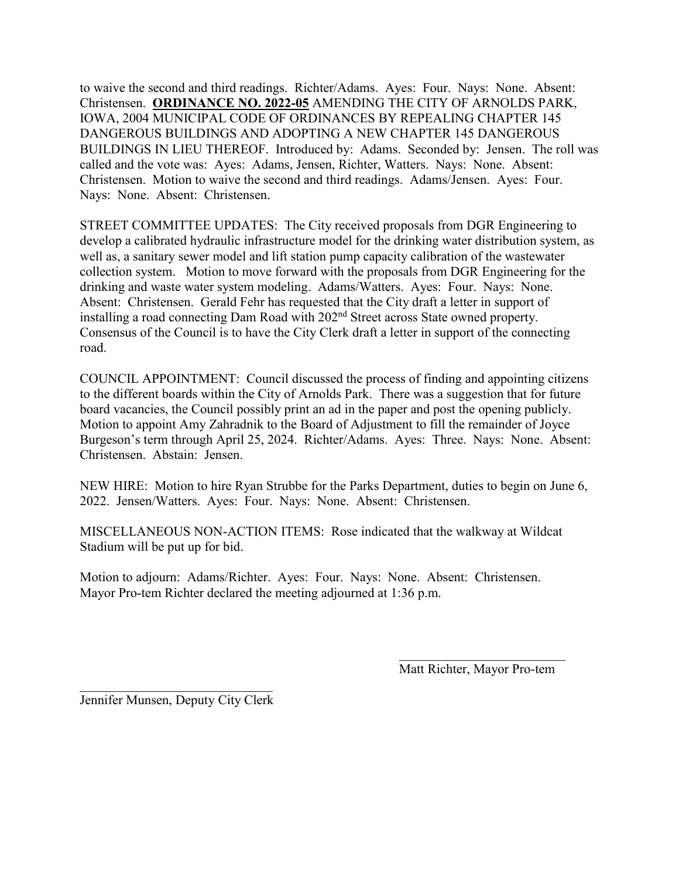to waive the second and third readings. Richter/Adams. Ayes: Four. Nays: None. Absent: Christensen. **ORDINANCE NO. 2022-05** AMENDING THE CITY OF ARNOLDS PARK, IOWA, 2004 MUNICIPAL CODE OF ORDINANCES BY REPEALING CHAPTER 145 DANGEROUS BUILDINGS AND ADOPTING A NEW CHAPTER 145 DANGEROUS BUILDINGS IN LIEU THEREOF. Introduced by: Adams. Seconded by: Jensen. The roll was called and the vote was: Ayes: Adams, Jensen, Richter, Watters. Nays: None. Absent: Christensen. Motion to waive the second and third readings. Adams/Jensen. Ayes: Four. Nays: None. Absent: Christensen.

STREET COMMITTEE UPDATES: The City received proposals from DGR Engineering to develop a calibrated hydraulic infrastructure model for the drinking water distribution system, as well as, a sanitary sewer model and lift station pump capacity calibration of the wastewater collection system. Motion to move forward with the proposals from DGR Engineering for the drinking and waste water system modeling. Adams/Watters. Ayes: Four. Nays: None. Absent: Christensen. Gerald Fehr has requested that the City draft a letter in support of installing a road connecting Dam Road with 202nd Street across State owned property. Consensus of the Council is to have the City Clerk draft a letter in support of the connecting road.

COUNCIL APPOINTMENT: Council discussed the process of finding and appointing citizens to the different boards within the City of Arnolds Park. There was a suggestion that for future board vacancies, the Council possibly print an ad in the paper and post the opening publicly. Motion to appoint Amy Zahradnik to the Board of Adjustment to fill the remainder of Joyce Burgeson's term through April 25, 2024. Richter/Adams. Ayes: Three. Nays: None. Absent: Christensen. Abstain: Jensen.

NEW HIRE: Motion to hire Ryan Strubbe for the Parks Department, duties to begin on June 6, 2022. Jensen/Watters. Ayes: Four. Nays: None. Absent: Christensen.

MISCELLANEOUS NON-ACTION ITEMS: Rose indicated that the walkway at Wildcat Stadium will be put up for bid.

Motion to adjourn: Adams/Richter. Ayes: Four. Nays: None. Absent: Christensen. Mayor Pro-tem Richter declared the meeting adjourned at 1:36 p.m.

Matt Richter, Mayor Pro-tem

Jennifer Munsen, Deputy City Clerk